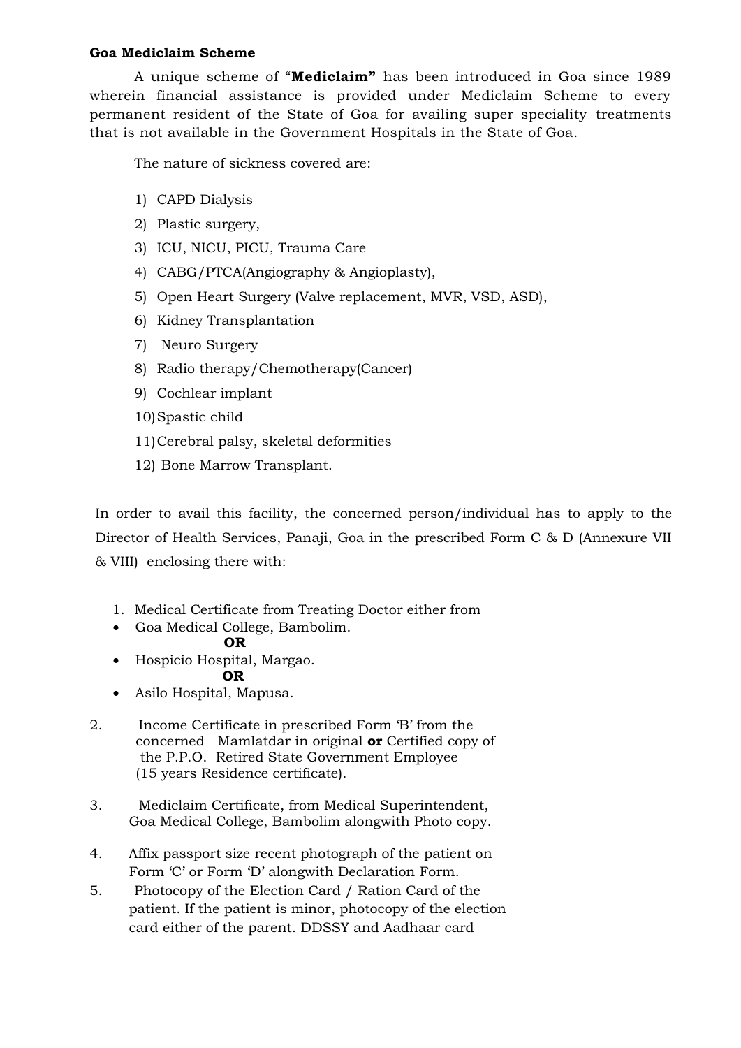**Goa Mediclaim Scheme**

A unique scheme of "**Mediclaim"** has been introduced in Goa since 1989 wherein financial assistance is provided under Mediclaim Scheme to every permanent resident of the State of Goa for availing super speciality treatments that is not available in the Government Hospitals in the State of Goa.

The nature of sickness covered are:

1) CAPD Dialysis
2) Plastic surgery,
3) ICU, NICU, PICU, Trauma Care
4) CABG/PTCA(Angiography & Angioplasty),
5) Open Heart Surgery (Valve replacement, MVR, VSD, ASD),
6) Kidney Transplantation
7) Neuro Surgery
8) Radio therapy/Chemotherapy(Cancer)
9) Cochlear implant
10) Spastic child
11) Cerebral palsy, skeletal deformities
12) Bone Marrow Transplant.

In order to avail this facility, the concerned person/individual has to apply to the Director of Health Services, Panaji, Goa in the prescribed Form C & D (Annexure VII & VIII) enclosing there with:

1. Medical Certificate from Treating Doctor either from
   - Goa Medical College, Bambolim.

     **OR**
   - Hospicio Hospital, Margao.

     **OR**
   - Asilo Hospital, Mapusa.

2. Income Certificate in prescribed Form 'B' from the concerned Mamlatdar in original **or** Certified copy of the P.P.O. Retired State Government Employee (15 years Residence certificate).

3. Mediclaim Certificate, from Medical Superintendent, Goa Medical College, Bambolim alongwith Photo copy.

4. Affix passport size recent photograph of the patient on Form 'C' or Form 'D' alongwith Declaration Form.

5. Photocopy of the Election Card / Ration Card of the patient. If the patient is minor, photocopy of the election card either of the parent. DDSSY and Aadhaar card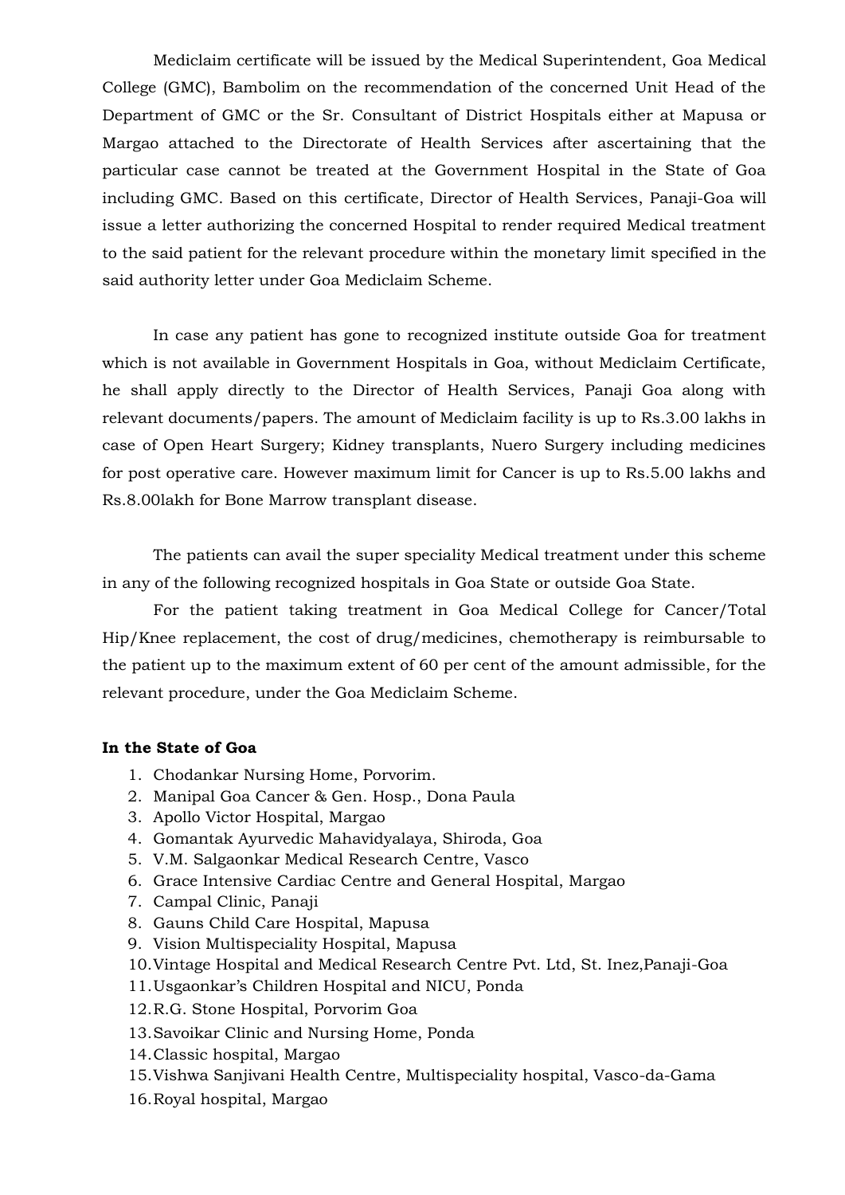Mediclaim certificate will be issued by the Medical Superintendent, Goa Medical College (GMC), Bambolim on the recommendation of the concerned Unit Head of the Department of GMC or the Sr. Consultant of District Hospitals either at Mapusa or Margao attached to the Directorate of Health Services after ascertaining that the particular case cannot be treated at the Government Hospital in the State of Goa including GMC. Based on this certificate, Director of Health Services, Panaji-Goa will issue a letter authorizing the concerned Hospital to render required Medical treatment to the said patient for the relevant procedure within the monetary limit specified in the said authority letter under Goa Mediclaim Scheme.

In case any patient has gone to recognized institute outside Goa for treatment which is not available in Government Hospitals in Goa, without Mediclaim Certificate, he shall apply directly to the Director of Health Services, Panaji Goa along with relevant documents/papers. The amount of Mediclaim facility is up to Rs.3.00 lakhs in case of Open Heart Surgery; Kidney transplants, Nuero Surgery including medicines for post operative care. However maximum limit for Cancer is up to Rs.5.00 lakhs and Rs.8.00lakh for Bone Marrow transplant disease.

The patients can avail the super speciality Medical treatment under this scheme in any of the following recognized hospitals in Goa State or outside Goa State.

For the patient taking treatment in Goa Medical College for Cancer/Total Hip/Knee replacement, the cost of drug/medicines, chemotherapy is reimbursable to the patient up to the maximum extent of 60 per cent of the amount admissible, for the relevant procedure, under the Goa Mediclaim Scheme.

**In the State of Goa**

1. Chodankar Nursing Home, Porvorim.
2. Manipal Goa Cancer & Gen. Hosp., Dona Paula
3. Apollo Victor Hospital, Margao
4. Gomantak Ayurvedic Mahavidyalaya, Shiroda, Goa
5. V.M. Salgaonkar Medical Research Centre, Vasco
6. Grace Intensive Cardiac Centre and General Hospital, Margao
7. Campal Clinic, Panaji
8. Gauns Child Care Hospital, Mapusa
9. Vision Multispeciality Hospital, Mapusa
10. Vintage Hospital and Medical Research Centre Pvt. Ltd, St. Inez,Panaji-Goa
11. Usgaonkar's Children Hospital and NICU, Ponda
12. R.G. Stone Hospital, Porvorim Goa
13. Savoikar Clinic and Nursing Home, Ponda
14. Classic hospital, Margao
15. Vishwa Sanjivani Health Centre, Multispeciality hospital, Vasco-da-Gama
16. Royal hospital, Margao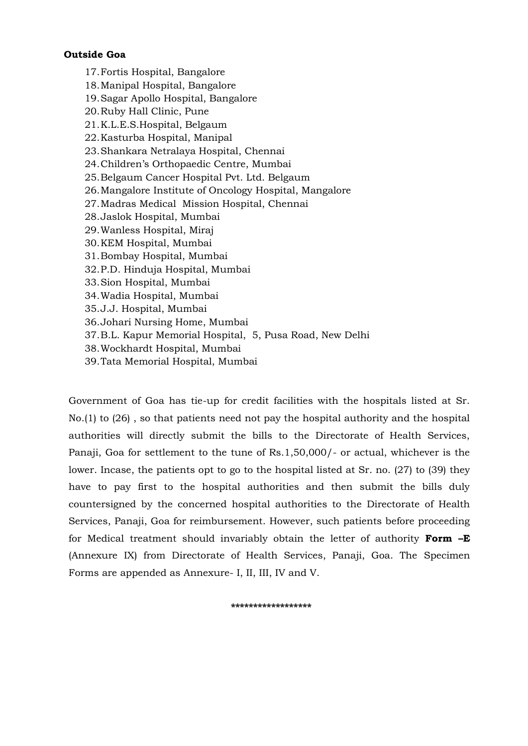**Outside Goa**

17. Fortis Hospital, Bangalore
18. Manipal Hospital, Bangalore
19. Sagar Apollo Hospital, Bangalore
20. Ruby Hall Clinic, Pune
21. K.L.E.S.Hospital, Belgaum
22. Kasturba Hospital, Manipal
23. Shankara Netralaya Hospital, Chennai
24. Children's Orthopaedic Centre, Mumbai
25. Belgaum Cancer Hospital Pvt. Ltd. Belgaum
26. Mangalore Institute of Oncology Hospital, Mangalore
27. Madras Medical Mission Hospital, Chennai
28. Jaslok Hospital, Mumbai
29. Wanless Hospital, Miraj
30. KEM Hospital, Mumbai
31. Bombay Hospital, Mumbai
32. P.D. Hinduja Hospital, Mumbai
33. Sion Hospital, Mumbai
34. Wadia Hospital, Mumbai
35. J.J. Hospital, Mumbai
36. Johari Nursing Home, Mumbai
37. B.L. Kapur Memorial Hospital, 5, Pusa Road, New Delhi
38. Wockhardt Hospital, Mumbai
39. Tata Memorial Hospital, Mumbai

Government of Goa has tie-up for credit facilities with the hospitals listed at Sr. No.(1) to (26) , so that patients need not pay the hospital authority and the hospital authorities will directly submit the bills to the Directorate of Health Services, Panaji, Goa for settlement to the tune of Rs.1,50,000/- or actual, whichever is the lower. Incase, the patients opt to go to the hospital listed at Sr. no. (27) to (39) they have to pay first to the hospital authorities and then submit the bills duly countersigned by the concerned hospital authorities to the Directorate of Health Services, Panaji, Goa for reimbursement. However, such patients before proceeding for Medical treatment should invariably obtain the letter of authority **Form –E** (Annexure IX) from Directorate of Health Services, Panaji, Goa. The Specimen Forms are appended as Annexure- I, II, III, IV and V.

******************